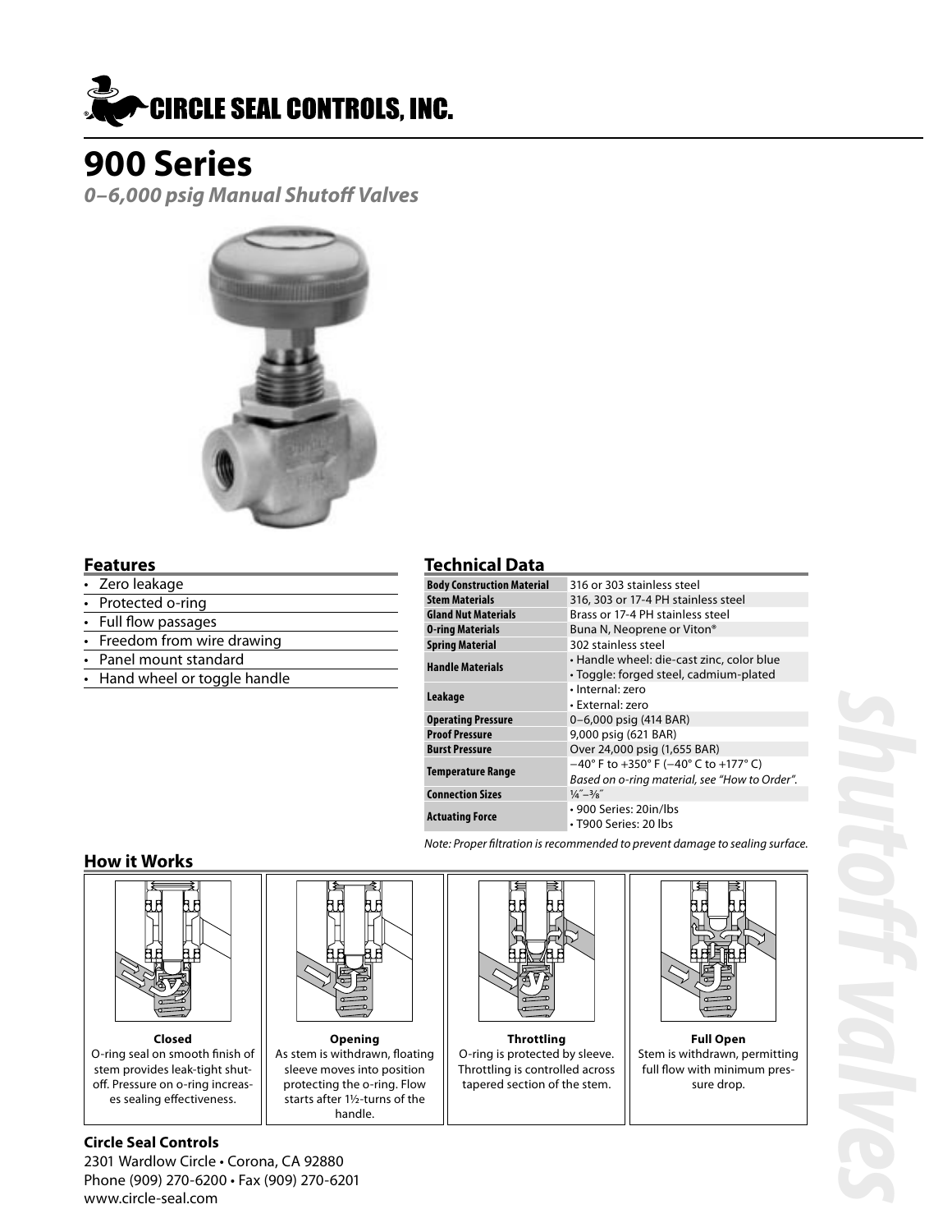# CIRCLE SEAL CONTROLS, INC.

# 900 Series

***0–6,000 psig Manual Shutoff Valves***

## Features

- Zero leakage
- Protected o-ring
- Full flow passages
- Freedom from wire drawing
- Panel mount standard
- Hand wheel or toggle handle

## Technical Data

| | |
|---|---|
| **Body Construction Material** | 316 or 303 stainless steel |
| **Stem Materials** | 316, 303 or 17-4 PH stainless steel |
| **Gland Nut Materials** | Brass or 17-4 PH stainless steel |
| **O-ring Materials** | Buna N, Neoprene or Viton® |
| **Spring Material** | 302 stainless steel |
| **Handle Materials** | • Handle wheel: die-cast zinc, color blue<br>• Toggle: forged steel, cadmium-plated |
| **Leakage** | • Internal: zero<br>• External: zero |
| **Operating Pressure** | 0–6,000 psig (414 BAR) |
| **Proof Pressure** | 9,000 psig (621 BAR) |
| **Burst Pressure** | Over 24,000 psig (1,655 BAR) |
| **Temperature Range** | −40° F to +350° F (−40° C to +177° C)<br>*Based on o-ring material, see "How to Order".* |
| **Connection Sizes** | ¼″–⅜″ |
| **Actuating Force** | • 900 Series: 20in/lbs<br>• T900 Series: 20 lbs |

*Note: Proper filtration is recommended to prevent damage to sealing surface.*

## How it Works

**Closed**
O-ring seal on smooth finish of stem provides leak-tight shutoff. Pressure on o-ring increases sealing effectiveness.

**Opening**
As stem is withdrawn, floating sleeve moves into position protecting the o-ring. Flow starts after 1½-turns of the handle.

**Throttling**
O-ring is protected by sleeve. Throttling is controlled across tapered section of the stem.

**Full Open**
Stem is withdrawn, permitting full flow with minimum pressure drop.

### Circle Seal Controls

2301 Wardlow Circle • Corona, CA 92880
Phone (909) 270-6200 • Fax (909) 270-6201
www.circle-seal.com

shutoff valves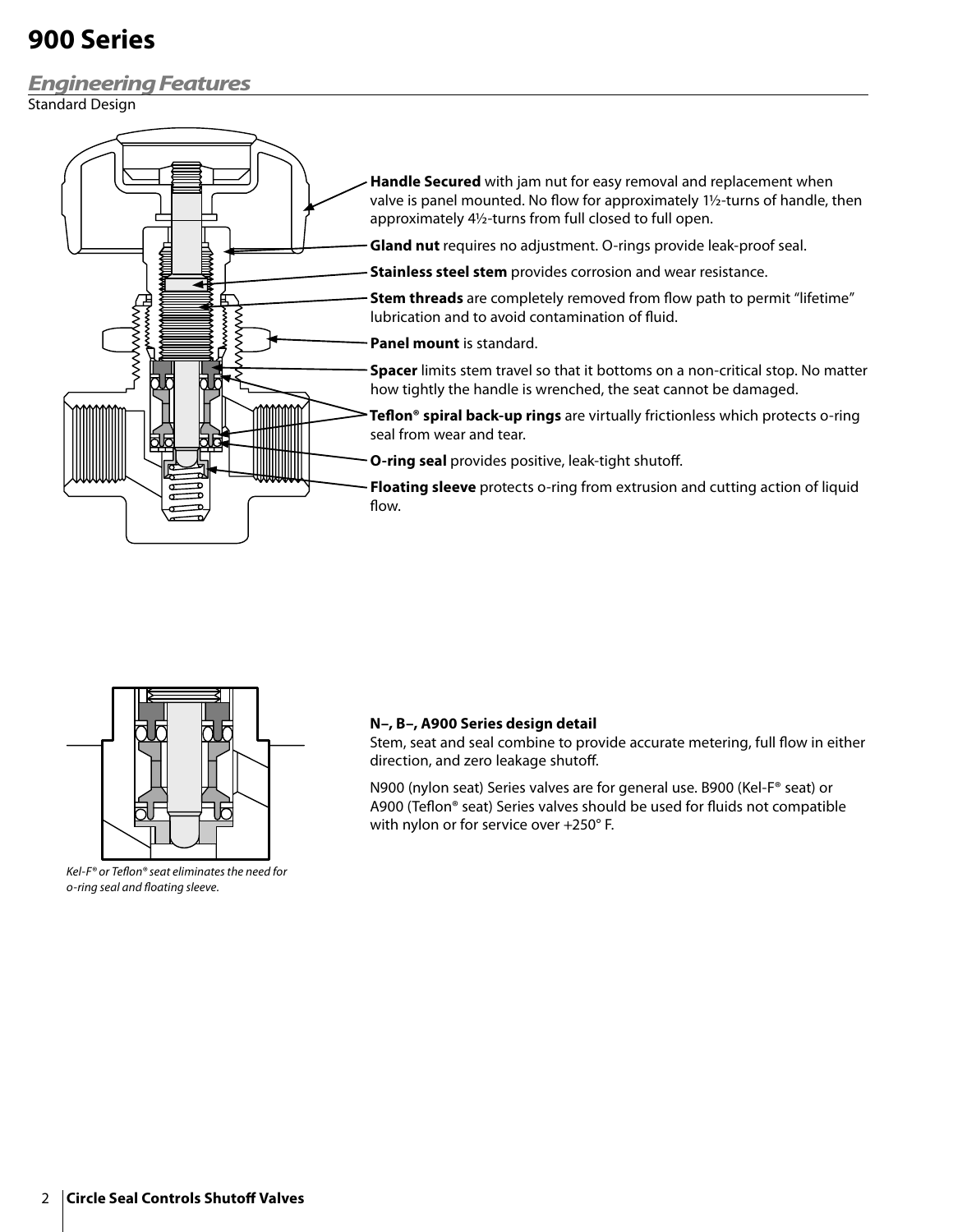# 900 Series

## *Engineering Features*

Standard Design

**Handle Secured** with jam nut for easy removal and replacement when valve is panel mounted. No flow for approximately 1½-turns of handle, then approximately 4½-turns from full closed to full open.

**Gland nut** requires no adjustment. O-rings provide leak-proof seal.

**Stainless steel stem** provides corrosion and wear resistance.

**Stem threads** are completely removed from flow path to permit "lifetime" lubrication and to avoid contamination of fluid.

**Panel mount** is standard.

**Spacer** limits stem travel so that it bottoms on a non-critical stop. No matter how tightly the handle is wrenched, the seat cannot be damaged.

**Teflon® spiral back-up rings** are virtually frictionless which protects o-ring seal from wear and tear.

**O-ring seal** provides positive, leak-tight shutoff.

**Floating sleeve** protects o-ring from extrusion and cutting action of liquid flow.

*Kel-F® or Teflon® seat eliminates the need for o-ring seal and floating sleeve.*

**N–, B–, A900 Series design detail**

Stem, seat and seal combine to provide accurate metering, full flow in either direction, and zero leakage shutoff.

N900 (nylon seat) Series valves are for general use. B900 (Kel-F® seat) or A900 (Teflon® seat) Series valves should be used for fluids not compatible with nylon or for service over +250° F.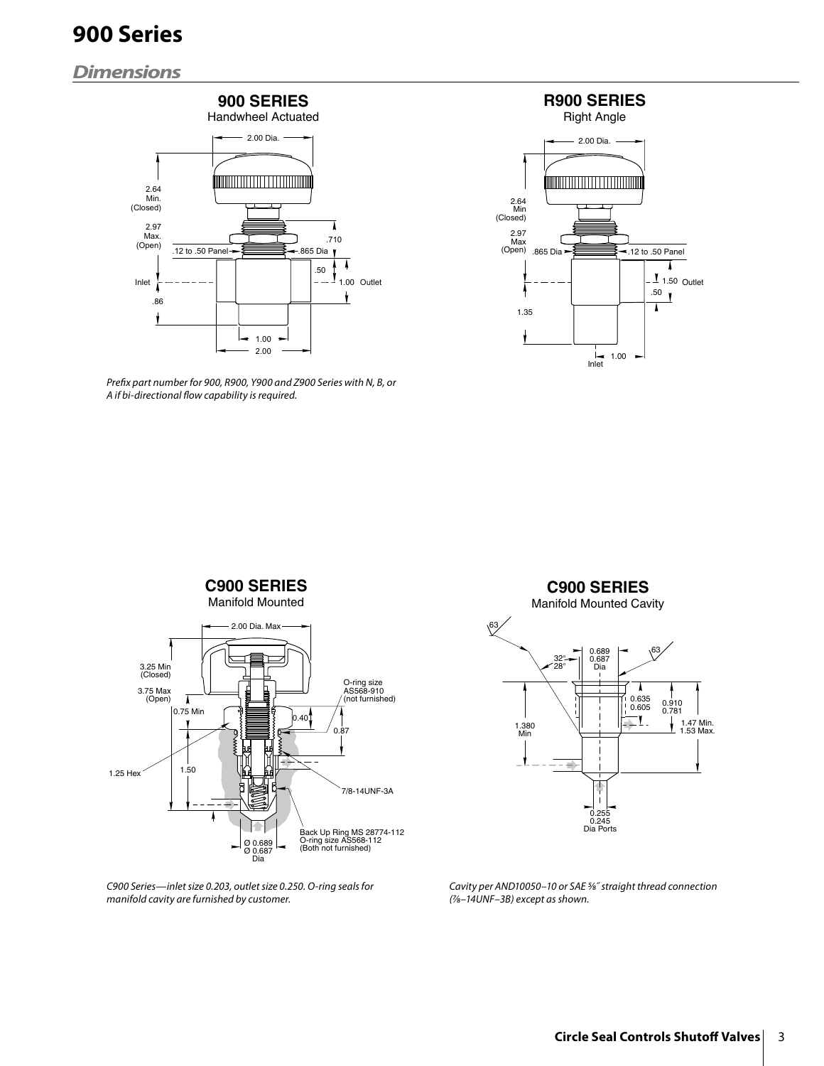# 900 Series

## *Dimensions*

**900 SERIES**
Handwheel Actuated

2.00 Dia.
2.64 Min. (Closed)
2.97 Max. (Open)
.12 to .50 Panel
.710
.865 Dia
.50
Inlet
1.00 Outlet
.86
1.00
2.00

**R900 SERIES**
Right Angle

2.00 Dia.
2.64 Min (Closed)
2.97 Max (Open)
.865 Dia
.12 to .50 Panel
1.50 Outlet
.50
1.35
1.00
Inlet

*Prefix part number for 900, R900, Y900 and Z900 Series with N, B, or A if bi-directional flow capability is required.*

**C900 SERIES**
Manifold Mounted

2.00 Dia. Max
3.25 Min (Closed)
3.75 Max (Open)
0.75 Min
O-ring size AS568-910 (not furnished)
0.40
0.87
1.25 Hex
1.50
7/8-14UNF-3A
Back Up Ring MS 28774-112
O-ring size AS568-112
(Both not furnished)
Ø 0.689
Ø 0.687
Dia

*C900 Series—inlet size 0.203, outlet size 0.250. O-ring seals for manifold cavity are furnished by customer.*

**C900 SERIES**
Manifold Mounted Cavity

63
32°
28°
0.689
0.687
Dia
63
0.635
0.605
0.910
0.781
1.380 Min
1.47 Min.
1.53 Max.
0.255
0.245
Dia Ports

*Cavity per AND10050–10 or SAE ⅝″ straight thread connection (⅞–14UNF–3B) except as shown.*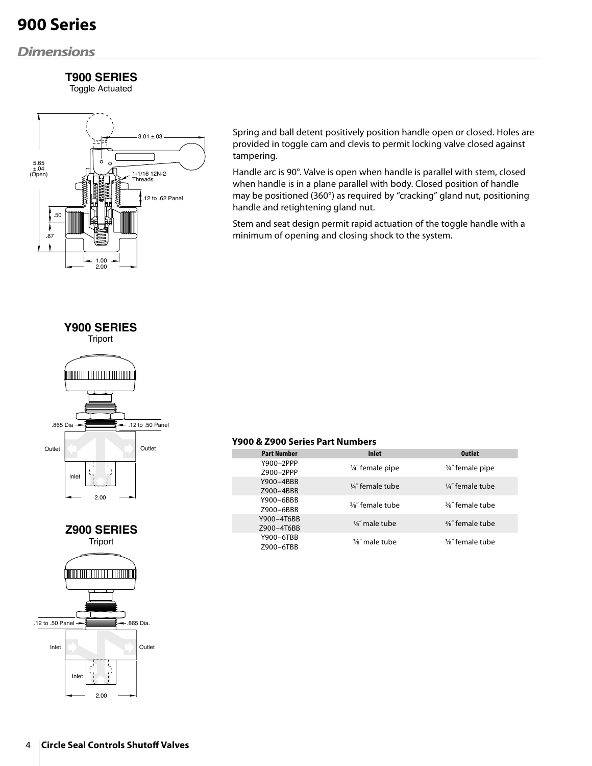# 900 Series

## *Dimensions*

### T900 SERIES

Toggle Actuated

5.65 ±.04 (Open)

3.01 ±.03

1-1/16 12N-2 Threads

.12 to .62 Panel

.50

.87

1.00

2.00

Spring and ball detent positively position handle open or closed. Holes are provided in toggle cam and clevis to permit locking valve closed against tampering.

Handle arc is 90°. Valve is open when handle is parallel with stem, closed when handle is in a plane parallel with body. Closed position of handle may be positioned (360°) as required by "cracking" gland nut, positioning handle and retightening gland nut.

Stem and seat design permit rapid actuation of the toggle handle with a minimum of opening and closing shock to the system.

### Y900 SERIES

Triport

.865 Dia

.12 to .50 Panel

Outlet

Outlet

Inlet

2.00

### Z900 SERIES

Triport

.12 to .50 Panel

.865 Dia.

Inlet

Outlet

Inlet

2.00

**Y900 & Z900 Series Part Numbers**

| Part Number | Inlet | Outlet |
|---|---|---|
| Y900–2PPP<br>Z900–2PPP | ¼″ female pipe | ¼″ female pipe |
| Y900–4BBB<br>Z900–4BBB | ¼″ female tube | ¼″ female tube |
| Y900–6BBB<br>Z900–6BBB | ⅜″ female tube | ⅜″ female tube |
| Y900–4T6BB<br>Z900–4T6BB | ¼″ male tube | ⅜″ female tube |
| Y900–6TBB<br>Z900–6TBB | ⅜″ male tube | ⅜″ female tube |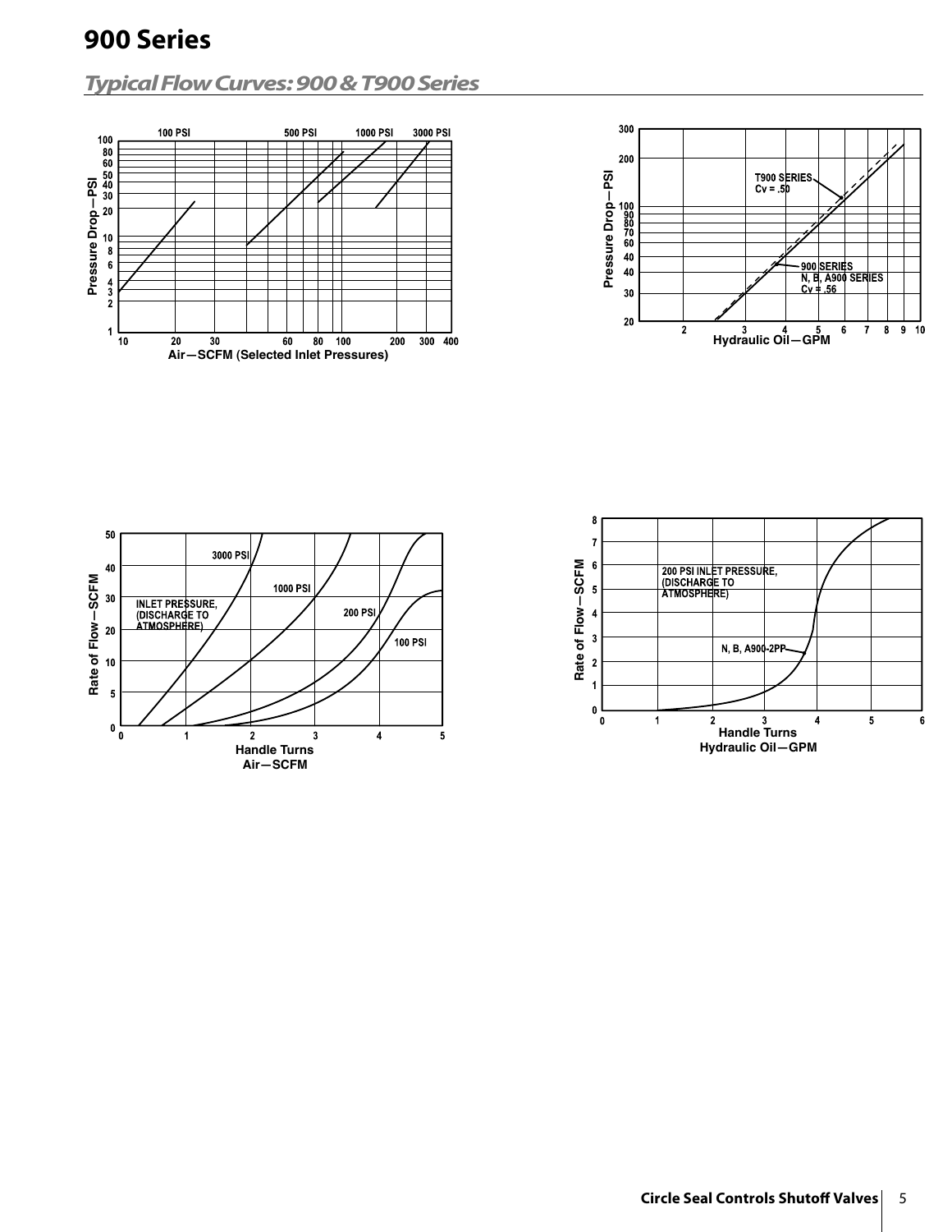# 900 Series

## *Typical Flow Curves: 900 & T900 Series*

100 PSI 500 PSI 1000 PSI 3000 PSI

Pressure Drop—PSI

Air—SCFM (Selected Inlet Pressures)

T900 SERIES
Cv = .50

900 SERIES
N, B, A900 SERIES
Cv = .56

Pressure Drop—PSI

Hydraulic Oil—GPM

3000 PSI

1000 PSI

200 PSI

100 PSI

INLET PRESSURE, (DISCHARGE TO ATMOSPHERE)

Rate of Flow—SCFM

Handle Turns
Air—SCFM

200 PSI INLET PRESSURE, (DISCHARGE TO ATMOSPHERE)

N, B, A900-2PP

Rate of Flow—SCFM

Handle Turns
Hydraulic Oil—GPM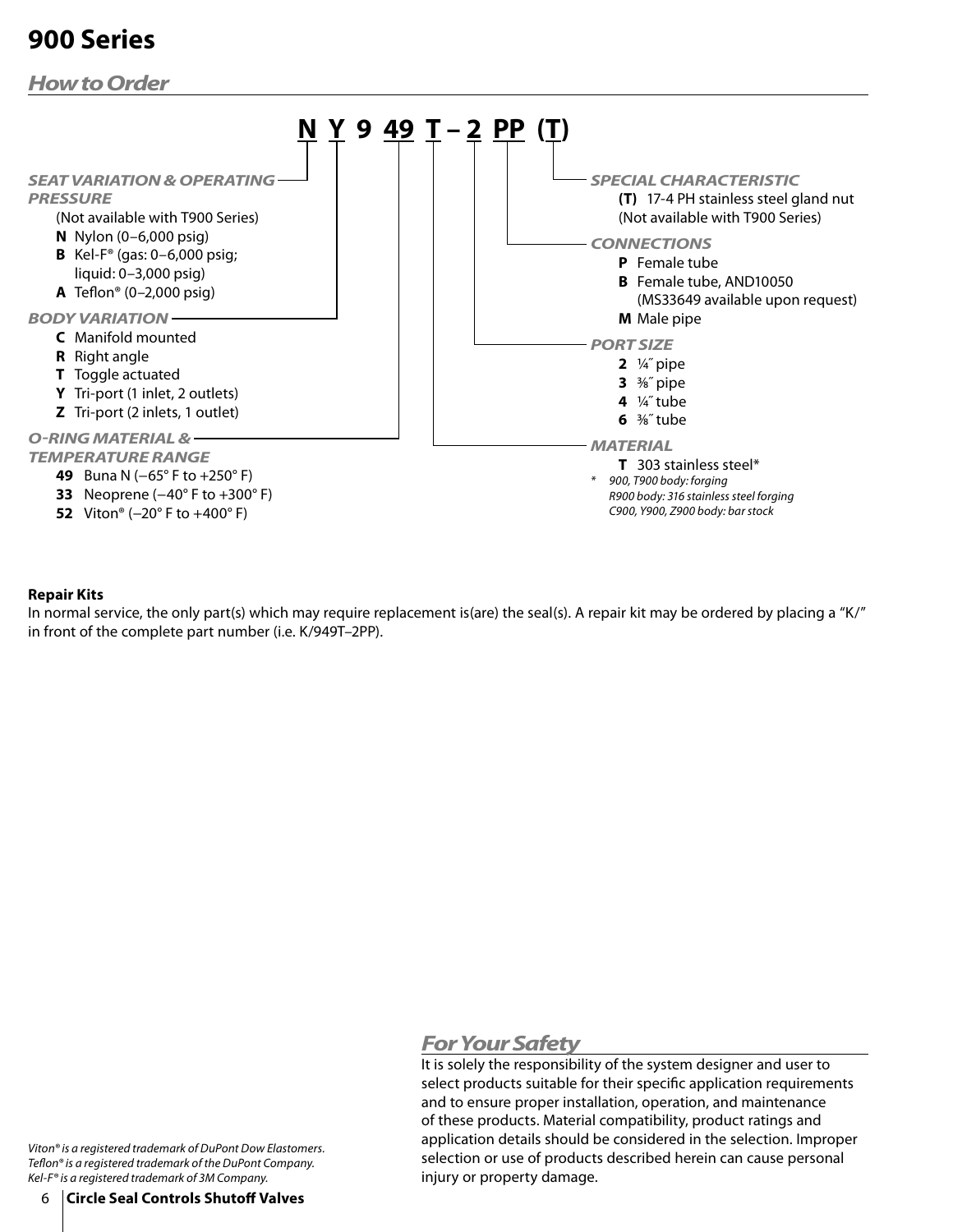# 900 Series

## How to Order

**N Y 9 49 T – 2 PP (T)**

***SEAT VARIATION & OPERATING PRESSURE***

(Not available with T900 Series)

- **N** Nylon (0–6,000 psig)
- **B** Kel-F® (gas: 0–6,000 psig; liquid: 0–3,000 psig)
- **A** Teflon® (0–2,000 psig)

***BODY VARIATION***

- **C** Manifold mounted
- **R** Right angle
- **T** Toggle actuated
- **Y** Tri-port (1 inlet, 2 outlets)
- **Z** Tri-port (2 inlets, 1 outlet)

***O-RING MATERIAL & TEMPERATURE RANGE***

- **49** Buna N (−65° F to +250° F)
- **33** Neoprene (−40° F to +300° F)
- **52** Viton® (−20° F to +400° F)

***SPECIAL CHARACTERISTIC***

- **(T)** 17-4 PH stainless steel gland nut (Not available with T900 Series)

***CONNECTIONS***

- **P** Female tube
- **B** Female tube, AND10050 (MS33649 available upon request)
- **M** Male pipe

***PORT SIZE***

- **2** ¼˝ pipe
- **3** ⅜˝ pipe
- **4** ¼˝ tube
- **6** ⅜˝ tube

***MATERIAL***

- **T** 303 stainless steel*

*\* 900, T900 body: forging*
*R900 body: 316 stainless steel forging*
*C900, Y900, Z900 body: bar stock*

**Repair Kits**

In normal service, the only part(s) which may require replacement is(are) the seal(s). A repair kit may be ordered by placing a “K/” in front of the complete part number (i.e. K/949T–2PP).

## For Your Safety

It is solely the responsibility of the system designer and user to select products suitable for their specific application requirements and to ensure proper installation, operation, and maintenance of these products. Material compatibility, product ratings and application details should be considered in the selection. Improper selection or use of products described herein can cause personal injury or property damage.

*Viton® is a registered trademark of DuPont Dow Elastomers.*
*Teflon® is a registered trademark of the DuPont Company.*
*Kel-F® is a registered trademark of 3M Company.*